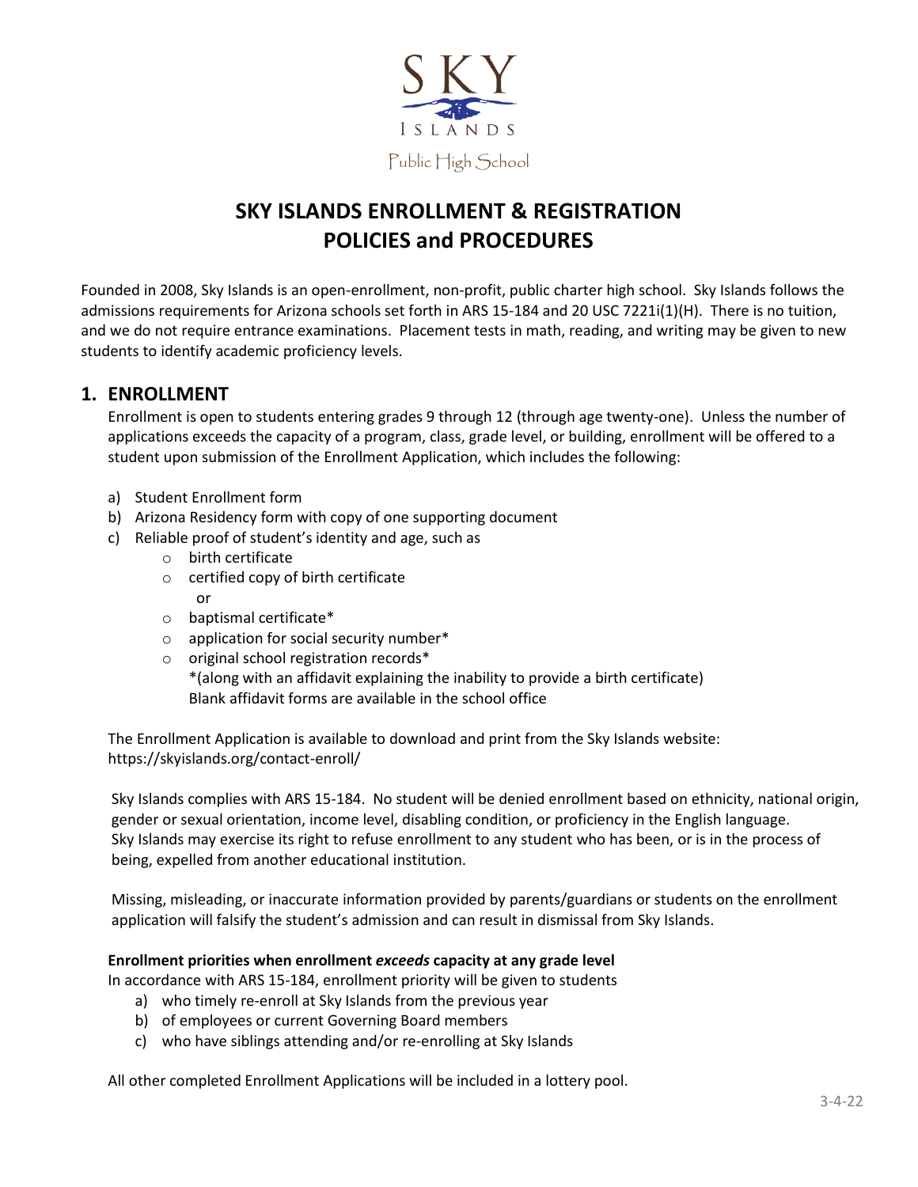SKY ISLANDS

Public High School

# SKY ISLANDS ENROLLMENT & REGISTRATION POLICIES and PROCEDURES

Founded in 2008, Sky Islands is an open-enrollment, non-profit, public charter high school. Sky Islands follows the admissions requirements for Arizona schools set forth in ARS 15-184 and 20 USC 7221i(1)(H). There is no tuition, and we do not require entrance examinations. Placement tests in math, reading, and writing may be given to new students to identify academic proficiency levels.

## 1. ENROLLMENT

Enrollment is open to students entering grades 9 through 12 (through age twenty-one). Unless the number of applications exceeds the capacity of a program, class, grade level, or building, enrollment will be offered to a student upon submission of the Enrollment Application, which includes the following:

a) Student Enrollment form
b) Arizona Residency form with copy of one supporting document
c) Reliable proof of student's identity and age, such as
   - birth certificate
   - certified copy of birth certificate

     or
   - baptismal certificate*
   - application for social security number*
   - original school registration records*

     *(along with an affidavit explaining the inability to provide a birth certificate)
     Blank affidavit forms are available in the school office

The Enrollment Application is available to download and print from the Sky Islands website: https://skyislands.org/contact-enroll/

Sky Islands complies with ARS 15-184. No student will be denied enrollment based on ethnicity, national origin, gender or sexual orientation, income level, disabling condition, or proficiency in the English language. Sky Islands may exercise its right to refuse enrollment to any student who has been, or is in the process of being, expelled from another educational institution.

Missing, misleading, or inaccurate information provided by parents/guardians or students on the enrollment application will falsify the student's admission and can result in dismissal from Sky Islands.

**Enrollment priorities when enrollment *exceeds* capacity at any grade level**

In accordance with ARS 15-184, enrollment priority will be given to students

a) who timely re-enroll at Sky Islands from the previous year
b) of employees or current Governing Board members
c) who have siblings attending and/or re-enrolling at Sky Islands

All other completed Enrollment Applications will be included in a lottery pool.

3-4-22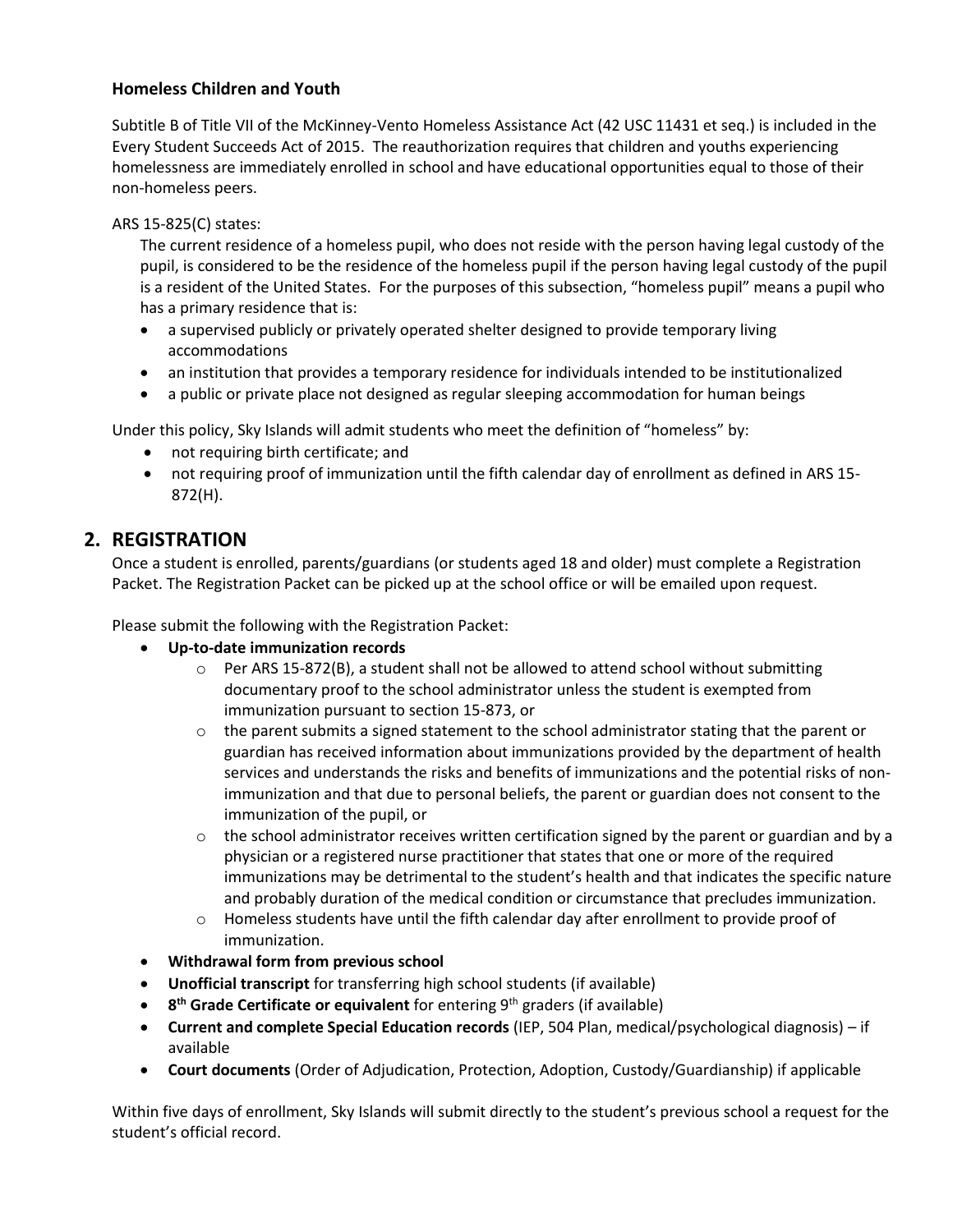### Homeless Children and Youth

Subtitle B of Title VII of the McKinney-Vento Homeless Assistance Act (42 USC 11431 et seq.) is included in the Every Student Succeeds Act of 2015. The reauthorization requires that children and youths experiencing homelessness are immediately enrolled in school and have educational opportunities equal to those of their non-homeless peers.

ARS 15-825(C) states:

> The current residence of a homeless pupil, who does not reside with the person having legal custody of the pupil, is considered to be the residence of the homeless pupil if the person having legal custody of the pupil is a resident of the United States. For the purposes of this subsection, "homeless pupil" means a pupil who has a primary residence that is:
>
> - a supervised publicly or privately operated shelter designed to provide temporary living accommodations
> - an institution that provides a temporary residence for individuals intended to be institutionalized
> - a public or private place not designed as regular sleeping accommodation for human beings

Under this policy, Sky Islands will admit students who meet the definition of "homeless" by:

- not requiring birth certificate; and
- not requiring proof of immunization until the fifth calendar day of enrollment as defined in ARS 15-872(H).

## 2. REGISTRATION

Once a student is enrolled, parents/guardians (or students aged 18 and older) must complete a Registration Packet. The Registration Packet can be picked up at the school office or will be emailed upon request.

Please submit the following with the Registration Packet:

- **Up-to-date immunization records**
  - Per ARS 15-872(B), a student shall not be allowed to attend school without submitting documentary proof to the school administrator unless the student is exempted from immunization pursuant to section 15-873, or
  - the parent submits a signed statement to the school administrator stating that the parent or guardian has received information about immunizations provided by the department of health services and understands the risks and benefits of immunizations and the potential risks of non-immunization and that due to personal beliefs, the parent or guardian does not consent to the immunization of the pupil, or
  - the school administrator receives written certification signed by the parent or guardian and by a physician or a registered nurse practitioner that states that one or more of the required immunizations may be detrimental to the student's health and that indicates the specific nature and probably duration of the medical condition or circumstance that precludes immunization.
  - Homeless students have until the fifth calendar day after enrollment to provide proof of immunization.
- **Withdrawal form from previous school**
- **Unofficial transcript** for transferring high school students (if available)
- **8th Grade Certificate or equivalent** for entering 9th graders (if available)
- **Current and complete Special Education records** (IEP, 504 Plan, medical/psychological diagnosis) – if available
- **Court documents** (Order of Adjudication, Protection, Adoption, Custody/Guardianship) if applicable

Within five days of enrollment, Sky Islands will submit directly to the student's previous school a request for the student's official record.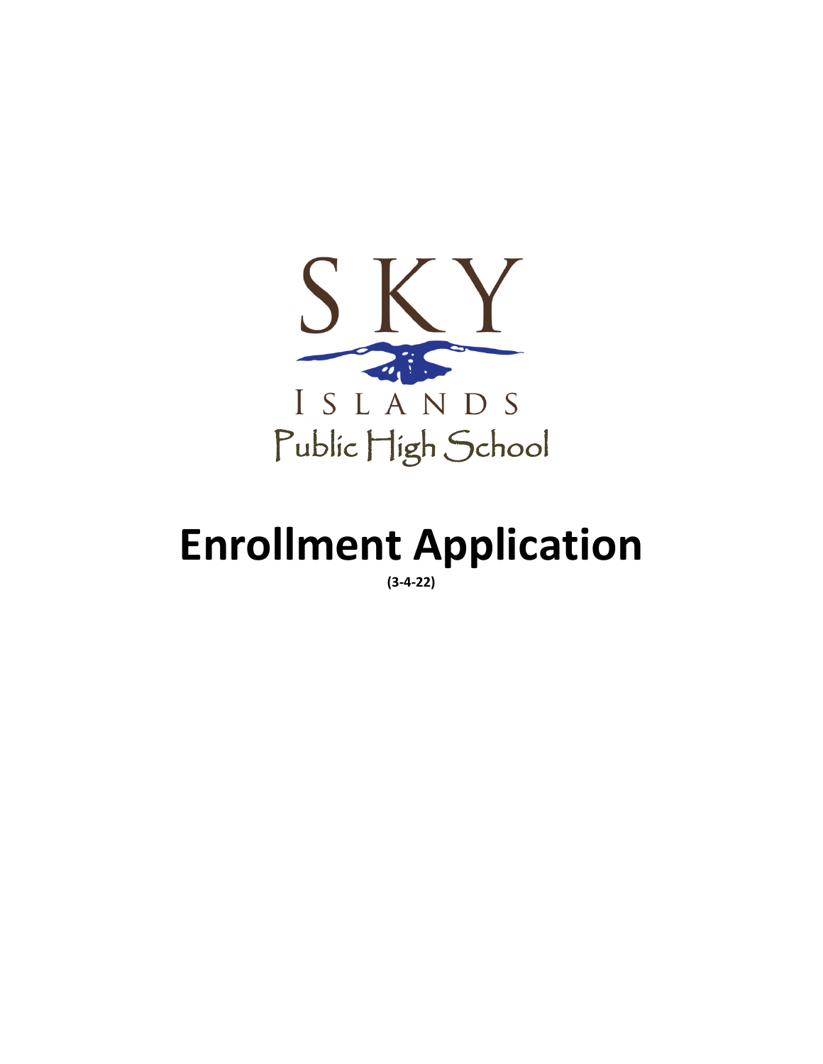SKY

ISLANDS

Public High School

# Enrollment Application

**(3-4-22)**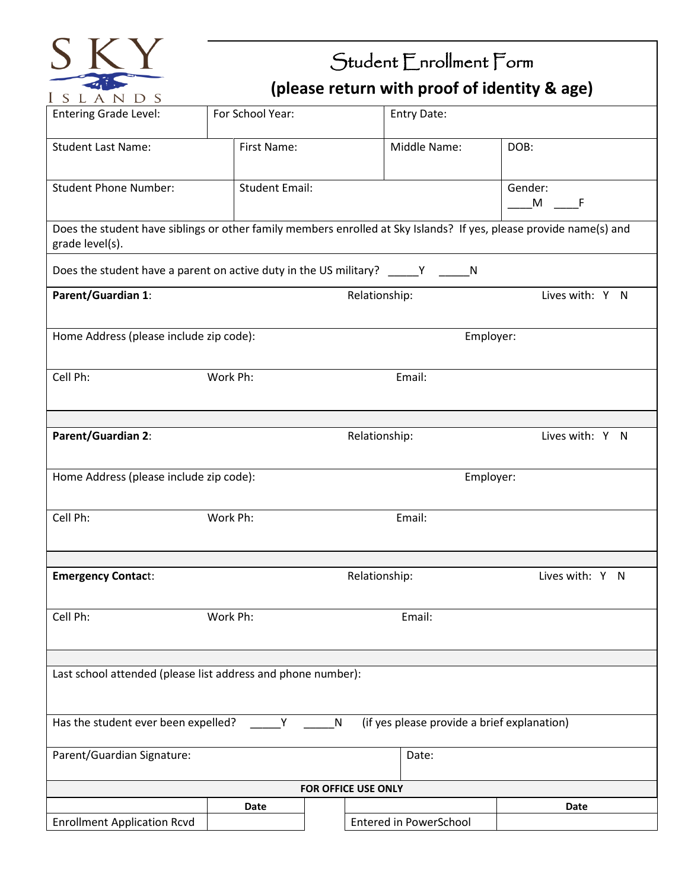SKY ISLANDS

# Student Enrollment Form

**(please return with proof of identity & age)**

| Entering Grade Level: | For School Year: | Entry Date: |
|---|---|---|

| Student Last Name: | First Name: | Middle Name: | DOB: |
|---|---|---|---|
| Student Phone Number: | Student Email: | | Gender: ____M ____F |

Does the student have siblings or other family members enrolled at Sky Islands? If yes, please provide name(s) and grade level(s).

Does the student have a parent on active duty in the US military? _____Y _____N

**Parent/Guardian 1**: Relationship: Lives with: Y N

Home Address (please include zip code): Employer:

Cell Ph: Work Ph: Email:

**Parent/Guardian 2**: Relationship: Lives with: Y N

Home Address (please include zip code): Employer:

Cell Ph: Work Ph: Email:

**Emergency Contact**: Relationship: Lives with: Y N

Cell Ph: Work Ph: Email:

Last school attended (please list address and phone number):

Has the student ever been expelled? _____Y _____N (if yes please provide a brief explanation)

| Parent/Guardian Signature: | Date: |
|---|---|

**FOR OFFICE USE ONLY**

| | **Date** | | | **Date** |
|---|---|---|---|---|
| Enrollment Application Rcvd | | | Entered in PowerSchool | |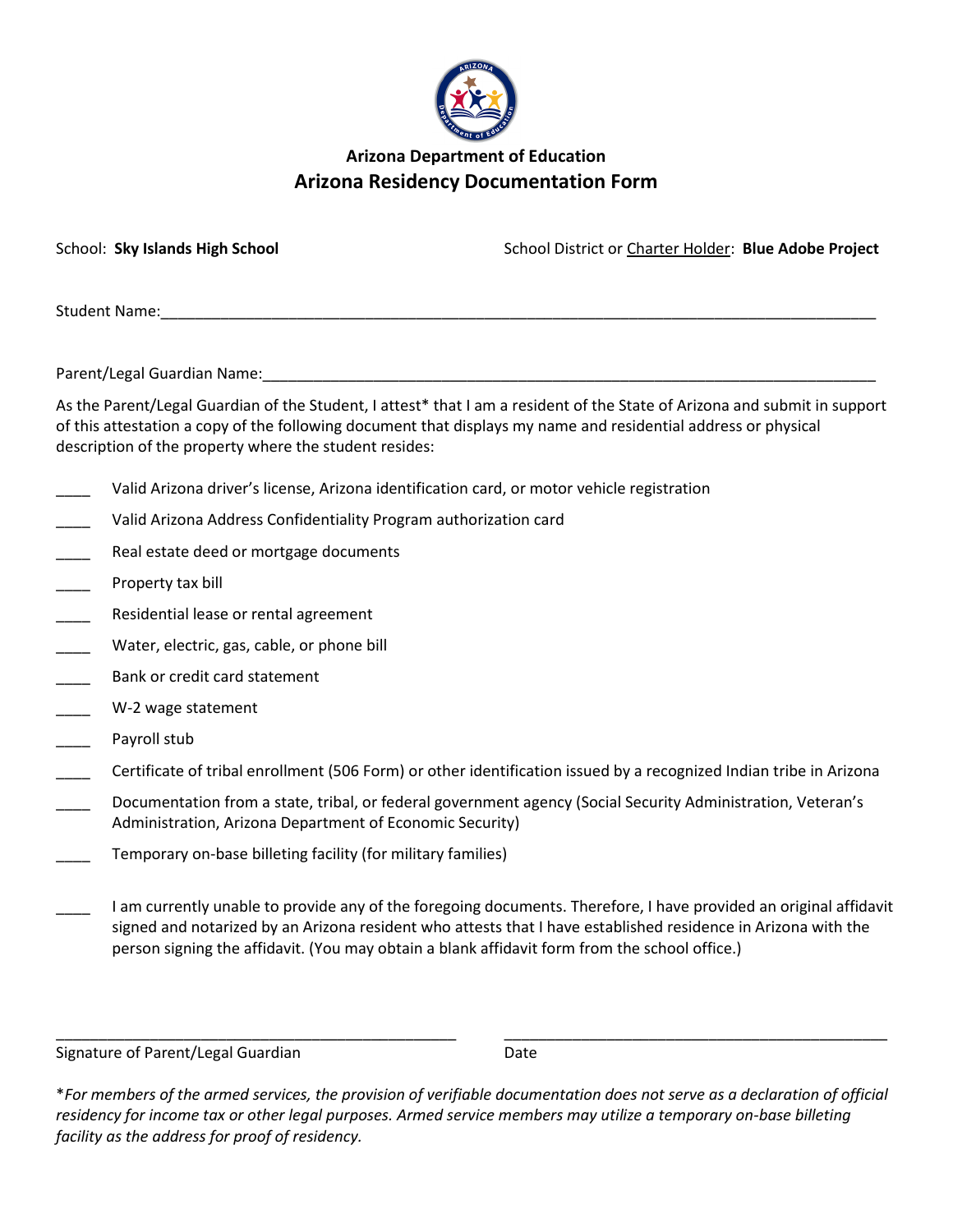**Arizona Department of Education**

# Arizona Residency Documentation Form

School: **Sky Islands High School** School District or Charter Holder: **Blue Adobe Project**

Student Name:\_\_\_\_\_\_\_\_\_\_\_\_\_\_\_\_\_\_\_\_\_\_\_\_\_\_\_\_\_\_\_\_\_\_\_\_\_\_\_\_\_\_\_\_\_\_\_\_\_\_\_\_\_\_\_\_\_\_\_\_\_\_\_\_\_\_\_\_\_\_\_\_\_\_\_\_

Parent/Legal Guardian Name:\_\_\_\_\_\_\_\_\_\_\_\_\_\_\_\_\_\_\_\_\_\_\_\_\_\_\_\_\_\_\_\_\_\_\_\_\_\_\_\_\_\_\_\_\_\_\_\_\_\_\_\_\_\_\_\_\_\_\_\_\_\_\_\_

As the Parent/Legal Guardian of the Student, I attest* that I am a resident of the State of Arizona and submit in support of this attestation a copy of the following document that displays my name and residential address or physical description of the property where the student resides:

\_\_\_\_ Valid Arizona driver's license, Arizona identification card, or motor vehicle registration

\_\_\_\_ Valid Arizona Address Confidentiality Program authorization card

\_\_\_\_ Real estate deed or mortgage documents

\_\_\_\_ Property tax bill

\_\_\_\_ Residential lease or rental agreement

\_\_\_\_ Water, electric, gas, cable, or phone bill

\_\_\_\_ Bank or credit card statement

\_\_\_\_ W-2 wage statement

\_\_\_\_ Payroll stub

\_\_\_\_ Certificate of tribal enrollment (506 Form) or other identification issued by a recognized Indian tribe in Arizona

\_\_\_\_ Documentation from a state, tribal, or federal government agency (Social Security Administration, Veteran's Administration, Arizona Department of Economic Security)

\_\_\_\_ Temporary on-base billeting facility (for military families)

\_\_\_\_ I am currently unable to provide any of the foregoing documents. Therefore, I have provided an original affidavit signed and notarized by an Arizona resident who attests that I have established residence in Arizona with the person signing the affidavit. (You may obtain a blank affidavit form from the school office.)

\_\_\_\_\_\_\_\_\_\_\_\_\_\_\_\_\_\_\_\_\_\_\_\_\_\_\_\_\_\_\_\_\_\_\_\_\_\_\_\_ \_\_\_\_\_\_\_\_\_\_\_\_\_\_\_\_\_\_\_\_\_\_\_\_\_\_\_\_\_\_\_\_\_\_\_\_\_\_\_\_

Signature of Parent/Legal Guardian Date

**For members of the armed services, the provision of verifiable documentation does not serve as a declaration of official residency for income tax or other legal purposes. Armed service members may utilize a temporary on-base billeting facility as the address for proof of residency.*